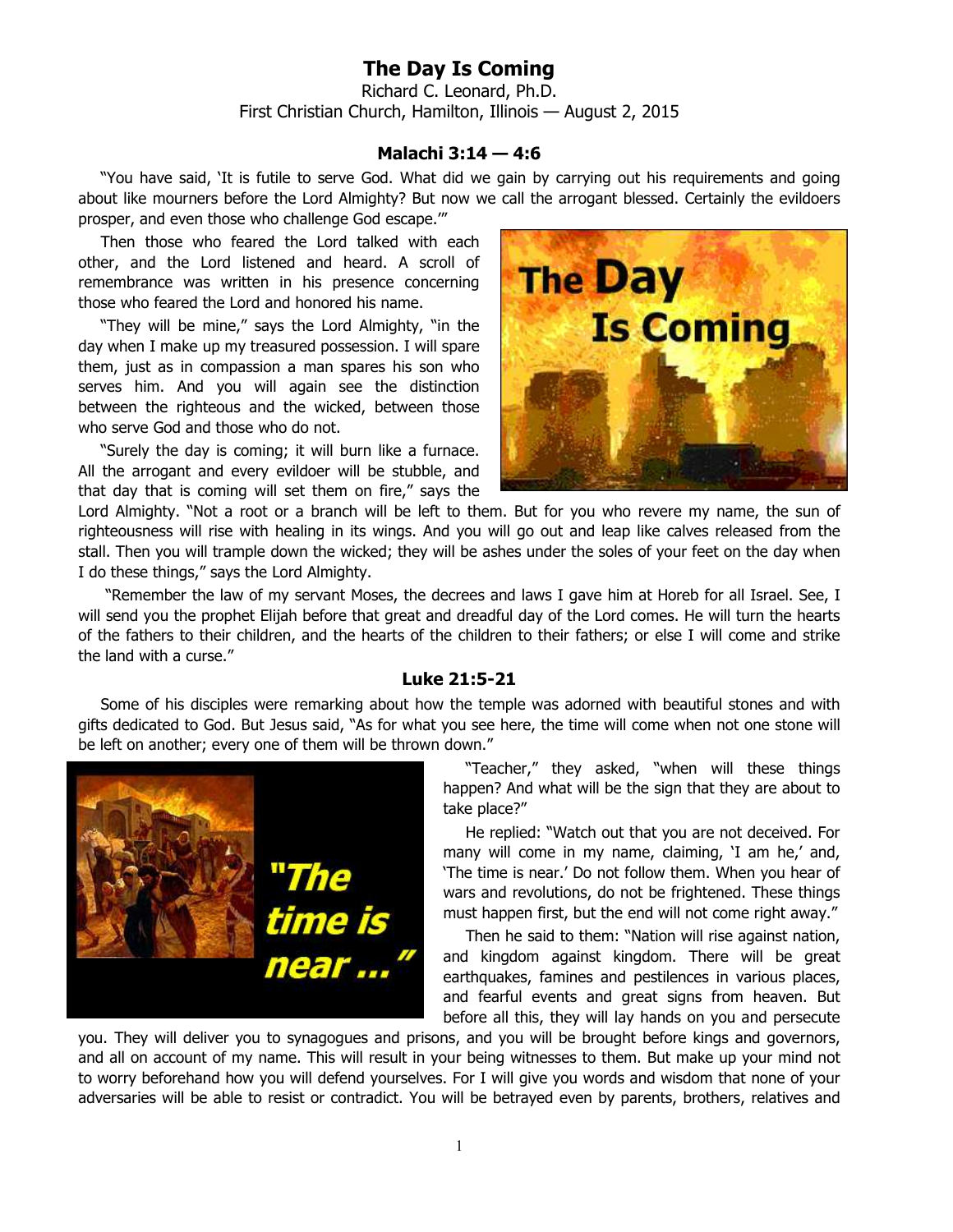# The Day Is Coming

Richard C. Leonard, Ph.D.
First Christian Church, Hamilton, Illinois — August 2, 2015

### Malachi 3:14 — 4:6

"You have said, 'It is futile to serve God. What did we gain by carrying out his requirements and going about like mourners before the Lord Almighty? But now we call the arrogant blessed. Certainly the evildoers prosper, and even those who challenge God escape.'"

Then those who feared the Lord talked with each other, and the Lord listened and heard. A scroll of remembrance was written in his presence concerning those who feared the Lord and honored his name.

"They will be mine," says the Lord Almighty, "in the day when I make up my treasured possession. I will spare them, just as in compassion a man spares his son who serves him. And you will again see the distinction between the righteous and the wicked, between those who serve God and those who do not.

"Surely the day is coming; it will burn like a furnace. All the arrogant and every evildoer will be stubble, and that day that is coming will set them on fire," says the Lord Almighty. "Not a root or a branch will be left to them. But for you who revere my name, the sun of righteousness will rise with healing in its wings. And you will go out and leap like calves released from the stall. Then you will trample down the wicked; they will be ashes under the soles of your feet on the day when I do these things," says the Lord Almighty.

"Remember the law of my servant Moses, the decrees and laws I gave him at Horeb for all Israel. See, I will send you the prophet Elijah before that great and dreadful day of the Lord comes. He will turn the hearts of the fathers to their children, and the hearts of the children to their fathers; or else I will come and strike the land with a curse."

### Luke 21:5-21

Some of his disciples were remarking about how the temple was adorned with beautiful stones and with gifts dedicated to God. But Jesus said, "As for what you see here, the time will come when not one stone will be left on another; every one of them will be thrown down."

"Teacher," they asked, "when will these things happen? And what will be the sign that they are about to take place?"

He replied: "Watch out that you are not deceived. For many will come in my name, claiming, 'I am he,' and, 'The time is near.' Do not follow them. When you hear of wars and revolutions, do not be frightened. These things must happen first, but the end will not come right away."

Then he said to them: "Nation will rise against nation, and kingdom against kingdom. There will be great earthquakes, famines and pestilences in various places, and fearful events and great signs from heaven. But before all this, they will lay hands on you and persecute you. They will deliver you to synagogues and prisons, and you will be brought before kings and governors, and all on account of my name. This will result in your being witnesses to them. But make up your mind not to worry beforehand how you will defend yourselves. For I will give you words and wisdom that none of your adversaries will be able to resist or contradict. You will be betrayed even by parents, brothers, relatives and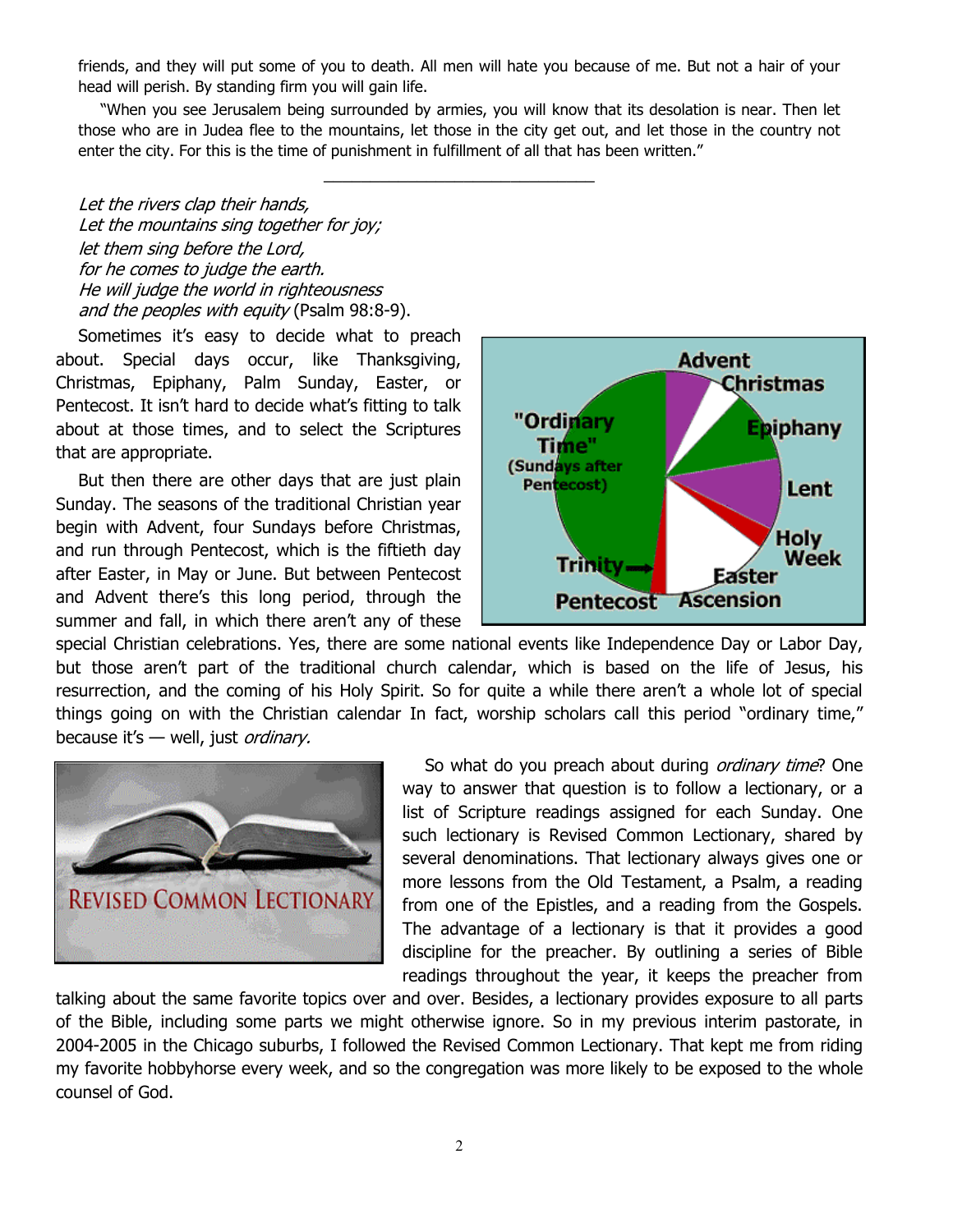friends, and they will put some of you to death. All men will hate you because of me. But not a hair of your head will perish. By standing firm you will gain life.

"When you see Jerusalem being surrounded by armies, you will know that its desolation is near. Then let those who are in Judea flee to the mountains, let those in the city get out, and let those in the country not enter the city. For this is the time of punishment in fulfillment of all that has been written."

---

*Let the rivers clap their hands,*
*Let the mountains sing together for joy;*
*let them sing before the Lord,*
*for he comes to judge the earth.*
*He will judge the world in righteousness*
*and the peoples with equity* (Psalm 98:8-9).

Sometimes it's easy to decide what to preach about. Special days occur, like Thanksgiving, Christmas, Epiphany, Palm Sunday, Easter, or Pentecost. It isn't hard to decide what's fitting to talk about at those times, and to select the Scriptures that are appropriate.

But then there are other days that are just plain Sunday. The seasons of the traditional Christian year begin with Advent, four Sundays before Christmas, and run through Pentecost, which is the fiftieth day after Easter, in May or June. But between Pentecost and Advent there's this long period, through the summer and fall, in which there aren't any of these special Christian celebrations. Yes, there are some national events like Independence Day or Labor Day, but those aren't part of the traditional church calendar, which is based on the life of Jesus, his resurrection, and the coming of his Holy Spirit. So for quite a while there aren't a whole lot of special things going on with the Christian calendar In fact, worship scholars call this period "ordinary time," because it's — well, just *ordinary.*

So what do you preach about during *ordinary time*? One way to answer that question is to follow a lectionary, or a list of Scripture readings assigned for each Sunday. One such lectionary is Revised Common Lectionary, shared by several denominations. That lectionary always gives one or more lessons from the Old Testament, a Psalm, a reading from one of the Epistles, and a reading from the Gospels. The advantage of a lectionary is that it provides a good discipline for the preacher. By outlining a series of Bible readings throughout the year, it keeps the preacher from talking about the same favorite topics over and over. Besides, a lectionary provides exposure to all parts of the Bible, including some parts we might otherwise ignore. So in my previous interim pastorate, in 2004-2005 in the Chicago suburbs, I followed the Revised Common Lectionary. That kept me from riding my favorite hobbyhorse every week, and so the congregation was more likely to be exposed to the whole counsel of God.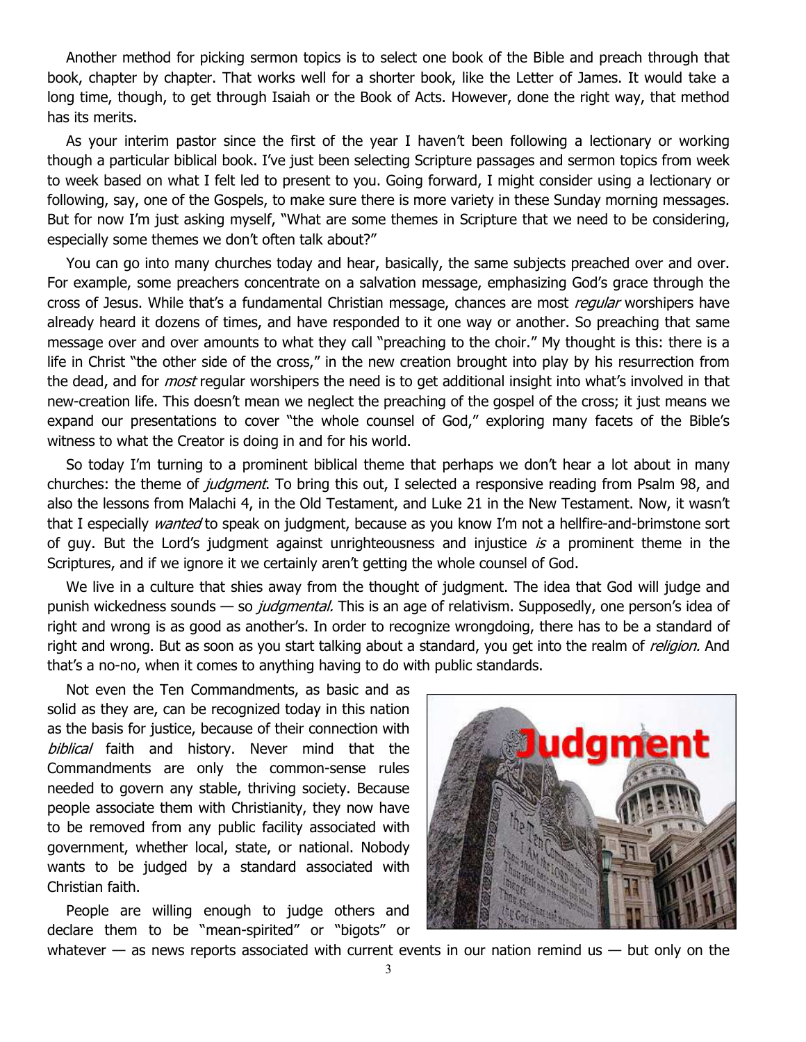Another method for picking sermon topics is to select one book of the Bible and preach through that book, chapter by chapter. That works well for a shorter book, like the Letter of James. It would take a long time, though, to get through Isaiah or the Book of Acts. However, done the right way, that method has its merits.

As your interim pastor since the first of the year I haven't been following a lectionary or working though a particular biblical book. I've just been selecting Scripture passages and sermon topics from week to week based on what I felt led to present to you. Going forward, I might consider using a lectionary or following, say, one of the Gospels, to make sure there is more variety in these Sunday morning messages. But for now I'm just asking myself, "What are some themes in Scripture that we need to be considering, especially some themes we don't often talk about?"

You can go into many churches today and hear, basically, the same subjects preached over and over. For example, some preachers concentrate on a salvation message, emphasizing God's grace through the cross of Jesus. While that's a fundamental Christian message, chances are most *regular* worshipers have already heard it dozens of times, and have responded to it one way or another. So preaching that same message over and over amounts to what they call "preaching to the choir." My thought is this: there is a life in Christ "the other side of the cross," in the new creation brought into play by his resurrection from the dead, and for *most* regular worshipers the need is to get additional insight into what's involved in that new-creation life. This doesn't mean we neglect the preaching of the gospel of the cross; it just means we expand our presentations to cover "the whole counsel of God," exploring many facets of the Bible's witness to what the Creator is doing in and for his world.

So today I'm turning to a prominent biblical theme that perhaps we don't hear a lot about in many churches: the theme of *judgment*. To bring this out, I selected a responsive reading from Psalm 98, and also the lessons from Malachi 4, in the Old Testament, and Luke 21 in the New Testament. Now, it wasn't that I especially *wanted* to speak on judgment, because as you know I'm not a hellfire-and-brimstone sort of guy. But the Lord's judgment against unrighteousness and injustice *is* a prominent theme in the Scriptures, and if we ignore it we certainly aren't getting the whole counsel of God.

We live in a culture that shies away from the thought of judgment. The idea that God will judge and punish wickedness sounds — so *judgmental.* This is an age of relativism. Supposedly, one person's idea of right and wrong is as good as another's. In order to recognize wrongdoing, there has to be a standard of right and wrong. But as soon as you start talking about a standard, you get into the realm of *religion.* And that's a no-no, when it comes to anything having to do with public standards.

Not even the Ten Commandments, as basic and as solid as they are, can be recognized today in this nation as the basis for justice, because of their connection with *biblical* faith and history. Never mind that the Commandments are only the common-sense rules needed to govern any stable, thriving society. Because people associate them with Christianity, they now have to be removed from any public facility associated with government, whether local, state, or national. Nobody wants to be judged by a standard associated with Christian faith.

People are willing enough to judge others and declare them to be "mean-spirited" or "bigots" or whatever — as news reports associated with current events in our nation remind us — but only on the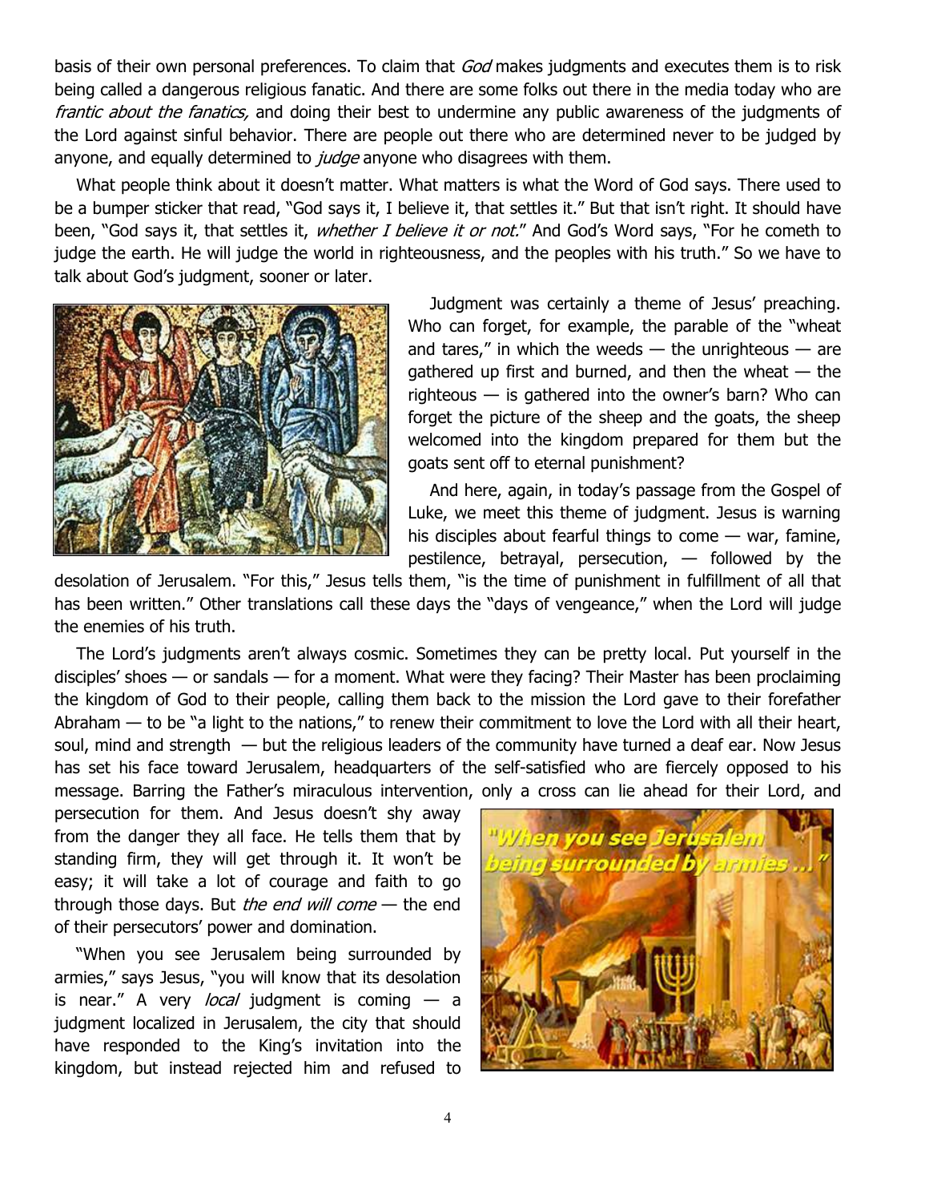basis of their own personal preferences. To claim that *God* makes judgments and executes them is to risk being called a dangerous religious fanatic. And there are some folks out there in the media today who are *frantic about the fanatics,* and doing their best to undermine any public awareness of the judgments of the Lord against sinful behavior. There are people out there who are determined never to be judged by anyone, and equally determined to *judge* anyone who disagrees with them.

What people think about it doesn't matter. What matters is what the Word of God says. There used to be a bumper sticker that read, "God says it, I believe it, that settles it." But that isn't right. It should have been, "God says it, that settles it, *whether I believe it or not*." And God's Word says, "For he cometh to judge the earth. He will judge the world in righteousness, and the peoples with his truth." So we have to talk about God's judgment, sooner or later.

Judgment was certainly a theme of Jesus' preaching. Who can forget, for example, the parable of the "wheat and tares," in which the weeds — the unrighteous — are gathered up first and burned, and then the wheat — the righteous — is gathered into the owner's barn? Who can forget the picture of the sheep and the goats, the sheep welcomed into the kingdom prepared for them but the goats sent off to eternal punishment?

And here, again, in today's passage from the Gospel of Luke, we meet this theme of judgment. Jesus is warning his disciples about fearful things to come — war, famine, pestilence, betrayal, persecution, — followed by the desolation of Jerusalem. "For this," Jesus tells them, "is the time of punishment in fulfillment of all that has been written." Other translations call these days the "days of vengeance," when the Lord will judge the enemies of his truth.

The Lord's judgments aren't always cosmic. Sometimes they can be pretty local. Put yourself in the disciples' shoes — or sandals — for a moment. What were they facing? Their Master has been proclaiming the kingdom of God to their people, calling them back to the mission the Lord gave to their forefather Abraham — to be "a light to the nations," to renew their commitment to love the Lord with all their heart, soul, mind and strength — but the religious leaders of the community have turned a deaf ear. Now Jesus has set his face toward Jerusalem, headquarters of the self-satisfied who are fiercely opposed to his message. Barring the Father's miraculous intervention, only a cross can lie ahead for their Lord, and persecution for them. And Jesus doesn't shy away from the danger they all face. He tells them that by standing firm, they will get through it. It won't be easy; it will take a lot of courage and faith to go through those days. But *the end will come* — the end of their persecutors' power and domination.

"When you see Jerusalem being surrounded by armies," says Jesus, "you will know that its desolation is near." A very *local* judgment is coming — a judgment localized in Jerusalem, the city that should have responded to the King's invitation into the kingdom, but instead rejected him and refused to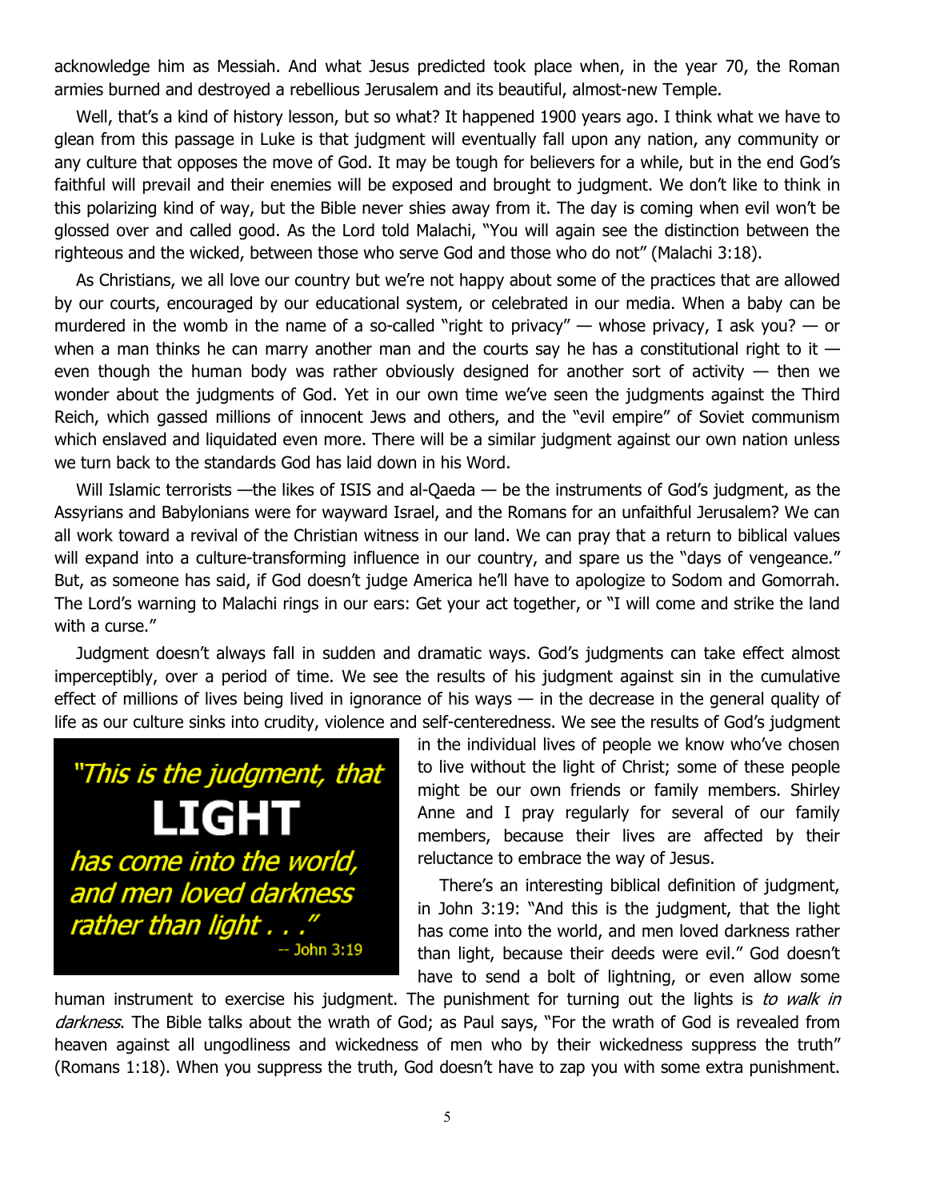acknowledge him as Messiah. And what Jesus predicted took place when, in the year 70, the Roman armies burned and destroyed a rebellious Jerusalem and its beautiful, almost-new Temple.

Well, that's a kind of history lesson, but so what? It happened 1900 years ago. I think what we have to glean from this passage in Luke is that judgment will eventually fall upon any nation, any community or any culture that opposes the move of God. It may be tough for believers for a while, but in the end God's faithful will prevail and their enemies will be exposed and brought to judgment. We don't like to think in this polarizing kind of way, but the Bible never shies away from it. The day is coming when evil won't be glossed over and called good. As the Lord told Malachi, "You will again see the distinction between the righteous and the wicked, between those who serve God and those who do not" (Malachi 3:18).

As Christians, we all love our country but we're not happy about some of the practices that are allowed by our courts, encouraged by our educational system, or celebrated in our media. When a baby can be murdered in the womb in the name of a so-called "right to privacy" — whose privacy, I ask you? — or when a man thinks he can marry another man and the courts say he has a constitutional right to it — even though the human body was rather obviously designed for another sort of activity — then we wonder about the judgments of God. Yet in our own time we've seen the judgments against the Third Reich, which gassed millions of innocent Jews and others, and the "evil empire" of Soviet communism which enslaved and liquidated even more. There will be a similar judgment against our own nation unless we turn back to the standards God has laid down in his Word.

Will Islamic terrorists —the likes of ISIS and al-Qaeda — be the instruments of God's judgment, as the Assyrians and Babylonians were for wayward Israel, and the Romans for an unfaithful Jerusalem? We can all work toward a revival of the Christian witness in our land. We can pray that a return to biblical values will expand into a culture-transforming influence in our country, and spare us the "days of vengeance." But, as someone has said, if God doesn't judge America he'll have to apologize to Sodom and Gomorrah. The Lord's warning to Malachi rings in our ears: Get your act together, or "I will come and strike the land with a curse."

Judgment doesn't always fall in sudden and dramatic ways. God's judgments can take effect almost imperceptibly, over a period of time. We see the results of his judgment against sin in the cumulative effect of millions of lives being lived in ignorance of his ways — in the decrease in the general quality of life as our culture sinks into crudity, violence and self-centeredness. We see the results of God's judgment in the individual lives of people we know who've chosen to live without the light of Christ; some of these people might be our own friends or family members. Shirley Anne and I pray regularly for several of our family members, because their lives are affected by their reluctance to embrace the way of Jesus.

> *"This is the judgment, that* **LIGHT** *has come into the world, and men loved darkness rather than light . . ."*
> -- John 3:19

There's an interesting biblical definition of judgment, in John 3:19: "And this is the judgment, that the light has come into the world, and men loved darkness rather than light, because their deeds were evil." God doesn't have to send a bolt of lightning, or even allow some human instrument to exercise his judgment. The punishment for turning out the lights is *to walk in darkness*. The Bible talks about the wrath of God; as Paul says, "For the wrath of God is revealed from heaven against all ungodliness and wickedness of men who by their wickedness suppress the truth" (Romans 1:18). When you suppress the truth, God doesn't have to zap you with some extra punishment.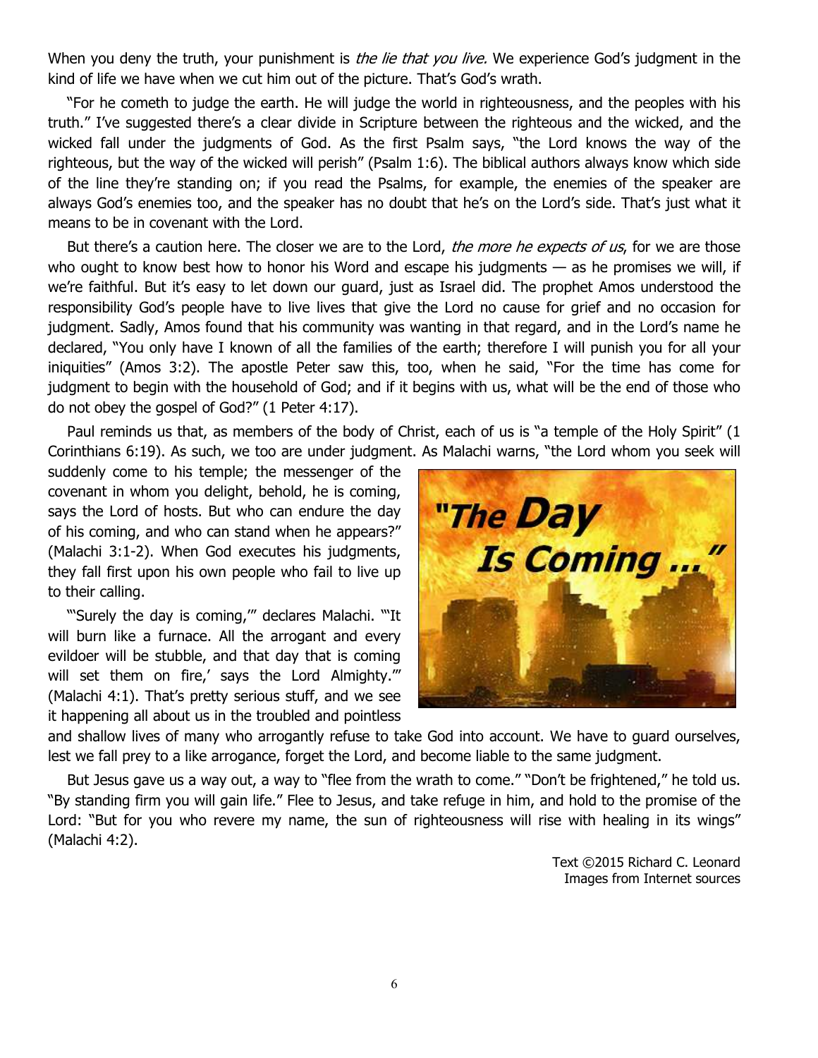When you deny the truth, your punishment is *the lie that you live.* We experience God's judgment in the kind of life we have when we cut him out of the picture. That's God's wrath.

"For he cometh to judge the earth. He will judge the world in righteousness, and the peoples with his truth." I've suggested there's a clear divide in Scripture between the righteous and the wicked, and the wicked fall under the judgments of God. As the first Psalm says, "the Lord knows the way of the righteous, but the way of the wicked will perish" (Psalm 1:6). The biblical authors always know which side of the line they're standing on; if you read the Psalms, for example, the enemies of the speaker are always God's enemies too, and the speaker has no doubt that he's on the Lord's side. That's just what it means to be in covenant with the Lord.

But there's a caution here. The closer we are to the Lord, *the more he expects of us*, for we are those who ought to know best how to honor his Word and escape his judgments — as he promises we will, if we're faithful. But it's easy to let down our guard, just as Israel did. The prophet Amos understood the responsibility God's people have to live lives that give the Lord no cause for grief and no occasion for judgment. Sadly, Amos found that his community was wanting in that regard, and in the Lord's name he declared, "You only have I known of all the families of the earth; therefore I will punish you for all your iniquities" (Amos 3:2). The apostle Peter saw this, too, when he said, "For the time has come for judgment to begin with the household of God; and if it begins with us, what will be the end of those who do not obey the gospel of God?" (1 Peter 4:17).

Paul reminds us that, as members of the body of Christ, each of us is "a temple of the Holy Spirit" (1 Corinthians 6:19). As such, we too are under judgment. As Malachi warns, "the Lord whom you seek will suddenly come to his temple; the messenger of the covenant in whom you delight, behold, he is coming, says the Lord of hosts. But who can endure the day of his coming, and who can stand when he appears?" (Malachi 3:1-2). When God executes his judgments, they fall first upon his own people who fail to live up to their calling.

"'Surely the day is coming,'" declares Malachi. "'It will burn like a furnace. All the arrogant and every evildoer will be stubble, and that day that is coming will set them on fire,' says the Lord Almighty.'" (Malachi 4:1). That's pretty serious stuff, and we see it happening all about us in the troubled and pointless and shallow lives of many who arrogantly refuse to take God into account. We have to guard ourselves, lest we fall prey to a like arrogance, forget the Lord, and become liable to the same judgment.

But Jesus gave us a way out, a way to "flee from the wrath to come." "Don't be frightened," he told us. "By standing firm you will gain life." Flee to Jesus, and take refuge in him, and hold to the promise of the Lord: "But for you who revere my name, the sun of righteousness will rise with healing in its wings" (Malachi 4:2).

Text ©2015 Richard C. Leonard
Images from Internet sources